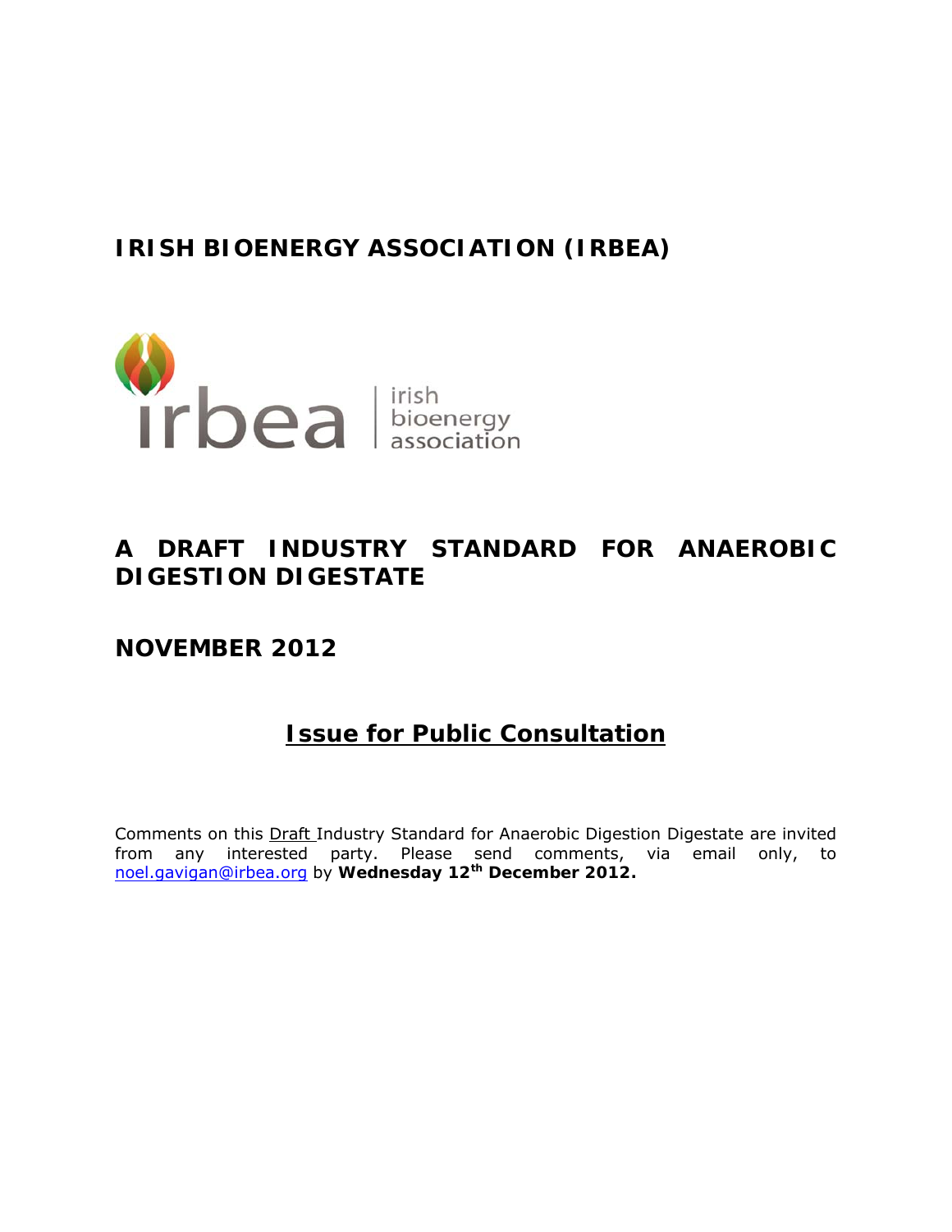# IRISH BIOENERGY ASSOCIATION (IRBEA)

irbea | irish bioenergy association

# A DRAFT INDUSTRY STANDARD FOR ANAEROBIC DIGESTION DIGESTATE

## NOVEMBER 2012

## Issue for Public Consultation

Comments on this Draft Industry Standard for Anaerobic Digestion Digestate are invited from any interested party. Please send comments, via email only, to noel.gavigan@irbea.org by **Wednesday 12th December 2012.**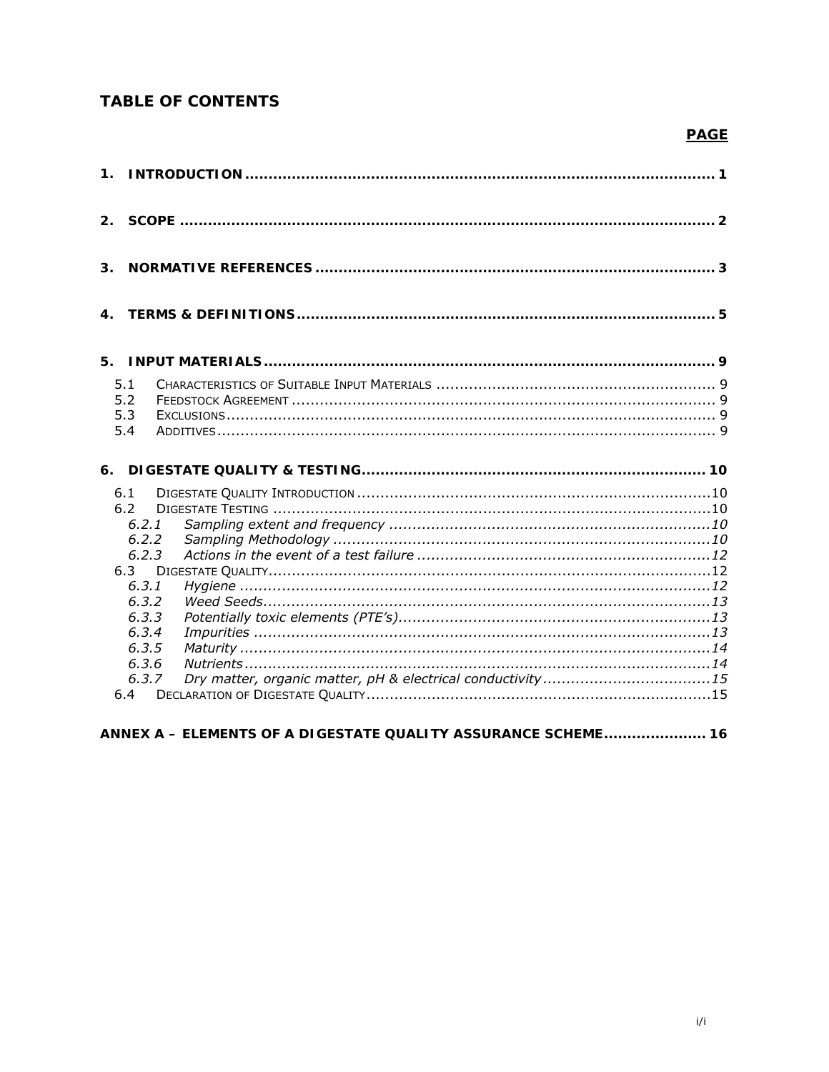## TABLE OF CONTENTS

**PAGE**

**1. INTRODUCTION** ........................................................................................ **1**

**2. SCOPE** ........................................................................................ **2**

**3. NORMATIVE REFERENCES** ........................................................................................ **3**

**4. TERMS & DEFINITIONS** ........................................................................................ **5**

**5. INPUT MATERIALS** ........................................................................................ **9**

- 5.1 CHARACTERISTICS OF SUITABLE INPUT MATERIALS ........................................ 9
- 5.2 FEEDSTOCK AGREEMENT ........................................ 9
- 5.3 EXCLUSIONS ........................................ 9
- 5.4 ADDITIVES ........................................ 9

**6. DIGESTATE QUALITY & TESTING** ........................................................................................ **10**

- 6.1 DIGESTATE QUALITY INTRODUCTION ........................................ 10
- 6.2 DIGESTATE TESTING ........................................ 10
  - *6.2.1 Sampling extent and frequency* ........................................ *10*
  - *6.2.2 Sampling Methodology* ........................................ *10*
  - *6.2.3 Actions in the event of a test failure* ........................................ *12*
- 6.3 DIGESTATE QUALITY ........................................ 12
  - *6.3.1 Hygiene* ........................................ *12*
  - *6.3.2 Weed Seeds* ........................................ *13*
  - *6.3.3 Potentially toxic elements (PTE's)* ........................................ *13*
  - *6.3.4 Impurities* ........................................ *13*
  - *6.3.5 Maturity* ........................................ *14*
  - *6.3.6 Nutrients* ........................................ *14*
  - *6.3.7 Dry matter, organic matter, pH & electrical conductivity* ........................................ *15*
- 6.4 DECLARATION OF DIGESTATE QUALITY ........................................ 15

**ANNEX A – ELEMENTS OF A DIGESTATE QUALITY ASSURANCE SCHEME** ........................ **16**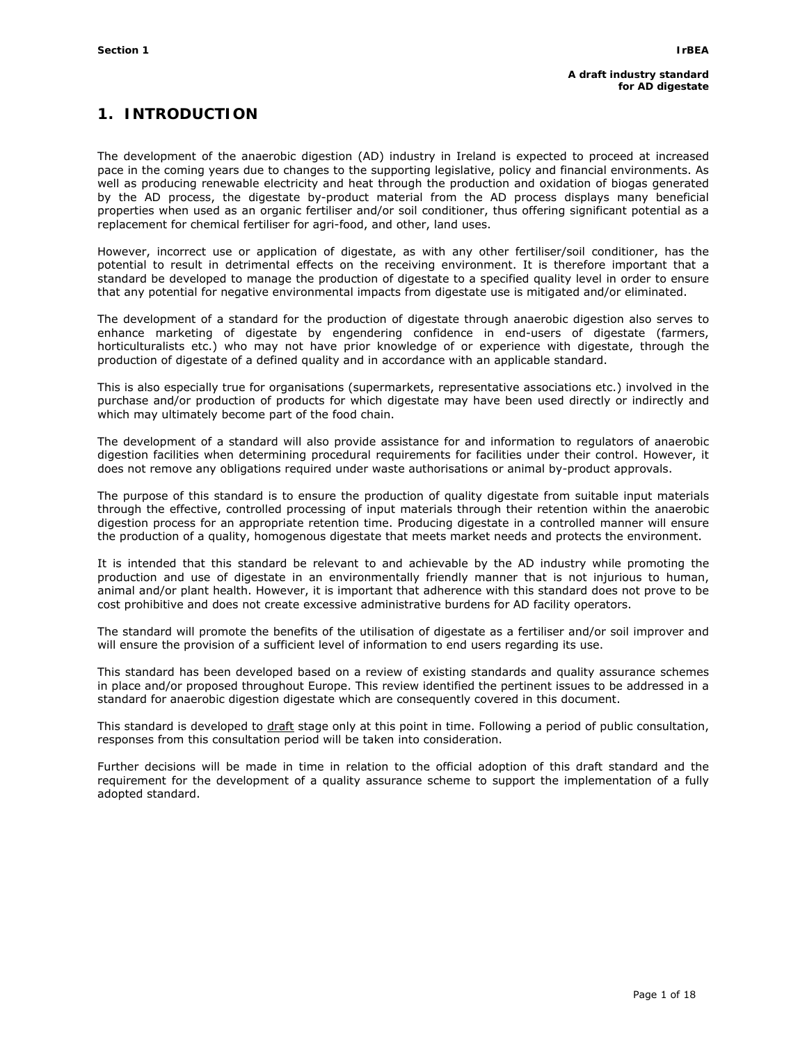# 1. INTRODUCTION

The development of the anaerobic digestion (AD) industry in Ireland is expected to proceed at increased pace in the coming years due to changes to the supporting legislative, policy and financial environments. As well as producing renewable electricity and heat through the production and oxidation of biogas generated by the AD process, the digestate by-product material from the AD process displays many beneficial properties when used as an organic fertiliser and/or soil conditioner, thus offering significant potential as a replacement for chemical fertiliser for agri-food, and other, land uses.

However, incorrect use or application of digestate, as with any other fertiliser/soil conditioner, has the potential to result in detrimental effects on the receiving environment. It is therefore important that a standard be developed to manage the production of digestate to a specified quality level in order to ensure that any potential for negative environmental impacts from digestate use is mitigated and/or eliminated.

The development of a standard for the production of digestate through anaerobic digestion also serves to enhance marketing of digestate by engendering confidence in end-users of digestate (farmers, horticulturalists etc.) who may not have prior knowledge of or experience with digestate, through the production of digestate of a defined quality and in accordance with an applicable standard.

This is also especially true for organisations (supermarkets, representative associations etc.) involved in the purchase and/or production of products for which digestate may have been used directly or indirectly and which may ultimately become part of the food chain.

The development of a standard will also provide assistance for and information to regulators of anaerobic digestion facilities when determining procedural requirements for facilities under their control. However, it does not remove any obligations required under waste authorisations or animal by-product approvals.

The purpose of this standard is to ensure the production of quality digestate from suitable input materials through the effective, controlled processing of input materials through their retention within the anaerobic digestion process for an appropriate retention time. Producing digestate in a controlled manner will ensure the production of a quality, homogenous digestate that meets market needs and protects the environment.

It is intended that this standard be relevant to and achievable by the AD industry while promoting the production and use of digestate in an environmentally friendly manner that is not injurious to human, animal and/or plant health. However, it is important that adherence with this standard does not prove to be cost prohibitive and does not create excessive administrative burdens for AD facility operators.

The standard will promote the benefits of the utilisation of digestate as a fertiliser and/or soil improver and will ensure the provision of a sufficient level of information to end users regarding its use.

This standard has been developed based on a review of existing standards and quality assurance schemes in place and/or proposed throughout Europe. This review identified the pertinent issues to be addressed in a standard for anaerobic digestion digestate which are consequently covered in this document.

This standard is developed to draft stage only at this point in time. Following a period of public consultation, responses from this consultation period will be taken into consideration.

Further decisions will be made in time in relation to the official adoption of this draft standard and the requirement for the development of a quality assurance scheme to support the implementation of a fully adopted standard.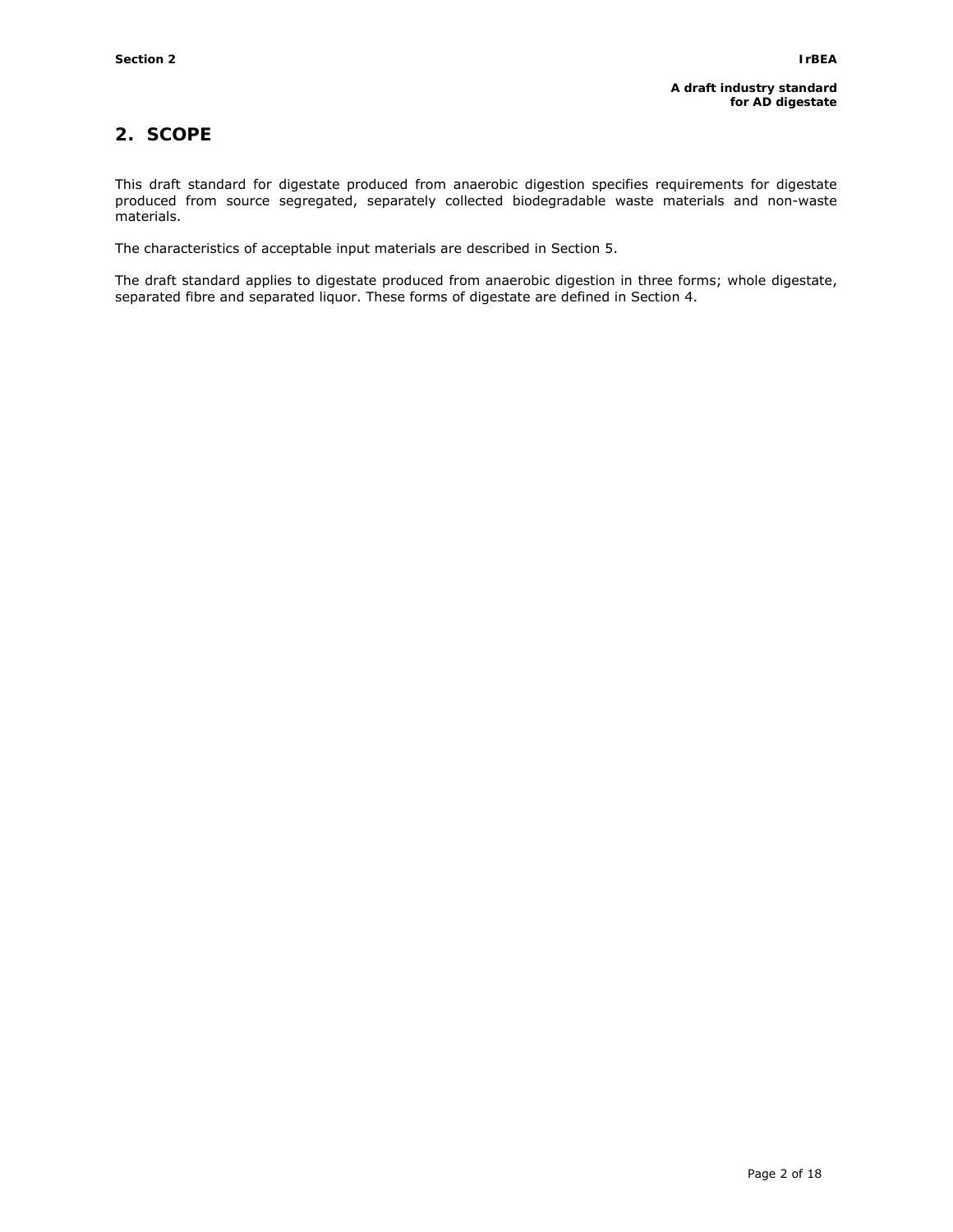## 2. SCOPE

This draft standard for digestate produced from anaerobic digestion specifies requirements for digestate produced from source segregated, separately collected biodegradable waste materials and non-waste materials.

The characteristics of acceptable input materials are described in Section 5.

The draft standard applies to digestate produced from anaerobic digestion in three forms; whole digestate, separated fibre and separated liquor. These forms of digestate are defined in Section 4.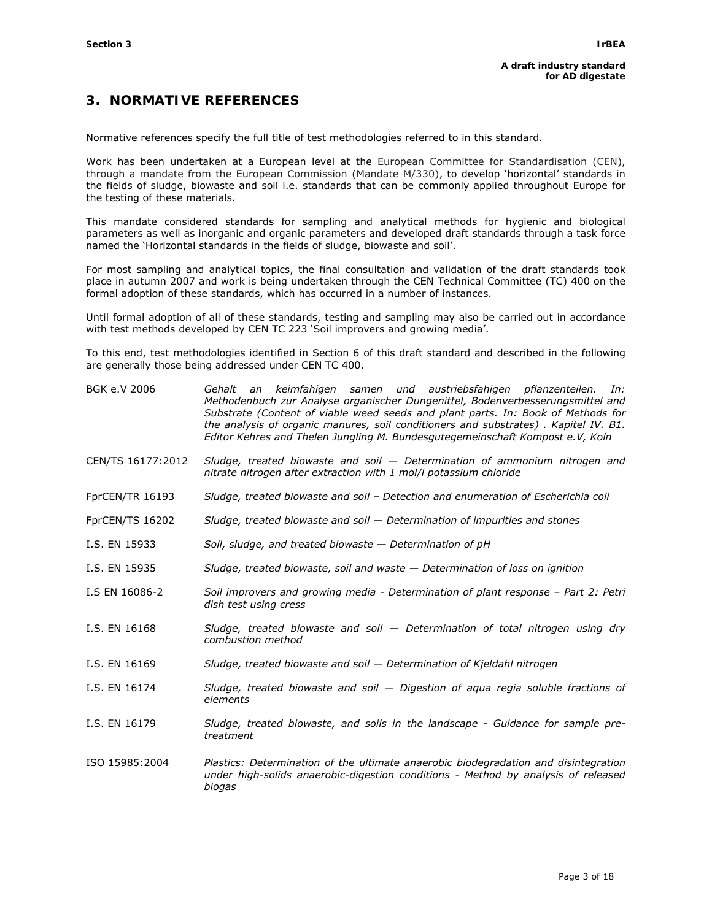## 3. NORMATIVE REFERENCES

Normative references specify the full title of test methodologies referred to in this standard.

Work has been undertaken at a European level at the European Committee for Standardisation (CEN), through a mandate from the European Commission (Mandate M/330), to develop 'horizontal' standards in the fields of sludge, biowaste and soil i.e. standards that can be commonly applied throughout Europe for the testing of these materials.

This mandate considered standards for sampling and analytical methods for hygienic and biological parameters as well as inorganic and organic parameters and developed draft standards through a task force named the 'Horizontal standards in the fields of sludge, biowaste and soil'.

For most sampling and analytical topics, the final consultation and validation of the draft standards took place in autumn 2007 and work is being undertaken through the CEN Technical Committee (TC) 400 on the formal adoption of these standards, which has occurred in a number of instances.

Until formal adoption of all of these standards, testing and sampling may also be carried out in accordance with test methods developed by CEN TC 223 'Soil improvers and growing media'.

To this end, test methodologies identified in Section 6 of this draft standard and described in the following are generally those being addressed under CEN TC 400.

| | |
|---|---|
| BGK e.V 2006 | *Gehalt an keimfahigen samen und austriebsfahigen pflanzenteilen. In: Methodenbuch zur Analyse organischer Dungenittel, Bodenverbesserungsmittel and Substrate (Content of viable weed seeds and plant parts. In: Book of Methods for the analysis of organic manures, soil conditioners and substrates) . Kapitel IV. B1. Editor Kehres and Thelen Jungling M. Bundesgutegemeinschaft Kompost e.V, Koln* |
| CEN/TS 16177:2012 | *Sludge, treated biowaste and soil — Determination of ammonium nitrogen and nitrate nitrogen after extraction with 1 mol/l potassium chloride* |
| FprCEN/TR 16193 | *Sludge, treated biowaste and soil – Detection and enumeration of Escherichia coli* |
| FprCEN/TS 16202 | *Sludge, treated biowaste and soil — Determination of impurities and stones* |
| I.S. EN 15933 | *Soil, sludge, and treated biowaste — Determination of pH* |
| I.S. EN 15935 | *Sludge, treated biowaste, soil and waste — Determination of loss on ignition* |
| I.S EN 16086-2 | *Soil improvers and growing media - Determination of plant response – Part 2: Petri dish test using cress* |
| I.S. EN 16168 | *Sludge, treated biowaste and soil — Determination of total nitrogen using dry combustion method* |
| I.S. EN 16169 | *Sludge, treated biowaste and soil — Determination of Kjeldahl nitrogen* |
| I.S. EN 16174 | *Sludge, treated biowaste and soil — Digestion of aqua regia soluble fractions of elements* |
| I.S. EN 16179 | *Sludge, treated biowaste, and soils in the landscape - Guidance for sample pre-treatment* |
| ISO 15985:2004 | *Plastics: Determination of the ultimate anaerobic biodegradation and disintegration under high-solids anaerobic-digestion conditions - Method by analysis of released biogas* |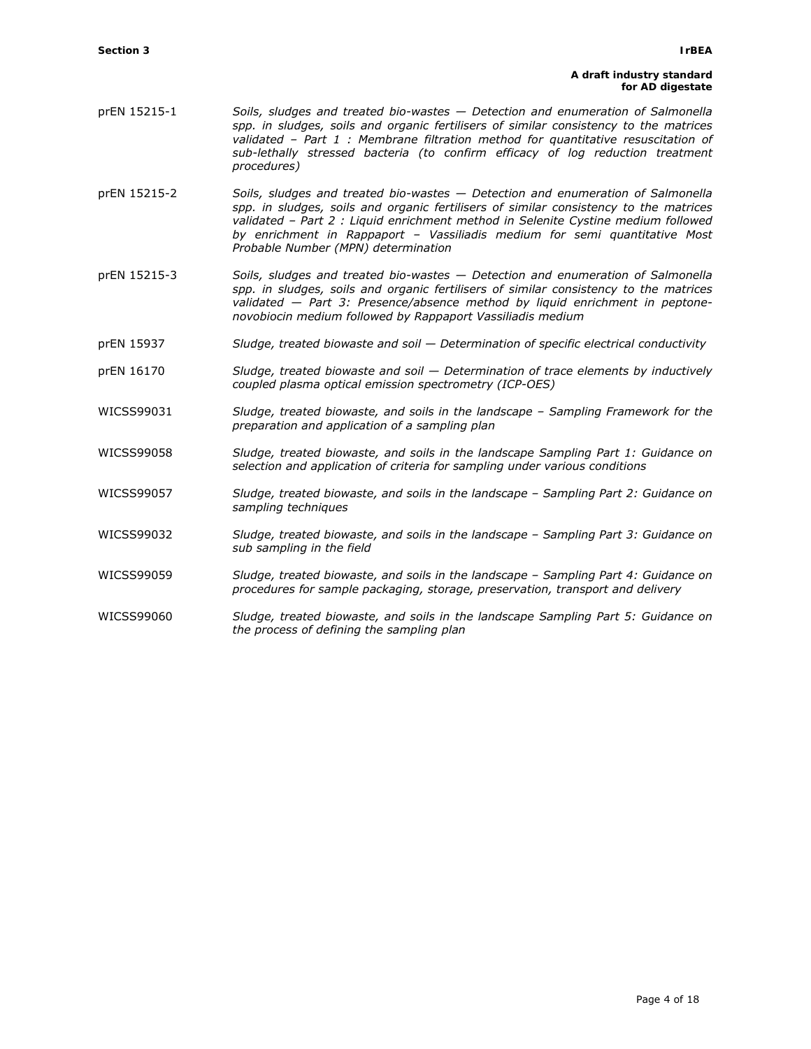| | |
|---|---|
| prEN 15215-1 | *Soils, sludges and treated bio-wastes — Detection and enumeration of Salmonella spp. in sludges, soils and organic fertilisers of similar consistency to the matrices validated – Part 1 : Membrane filtration method for quantitative resuscitation of sub-lethally stressed bacteria (to confirm efficacy of log reduction treatment procedures)* |
| prEN 15215-2 | *Soils, sludges and treated bio-wastes — Detection and enumeration of Salmonella spp. in sludges, soils and organic fertilisers of similar consistency to the matrices validated – Part 2 : Liquid enrichment method in Selenite Cystine medium followed by enrichment in Rappaport – Vassiliadis medium for semi quantitative Most Probable Number (MPN) determination* |
| prEN 15215-3 | *Soils, sludges and treated bio-wastes — Detection and enumeration of Salmonella spp. in sludges, soils and organic fertilisers of similar consistency to the matrices validated — Part 3: Presence/absence method by liquid enrichment in peptone-novobiocin medium followed by Rappaport Vassiliadis medium* |
| prEN 15937 | *Sludge, treated biowaste and soil — Determination of specific electrical conductivity* |
| prEN 16170 | *Sludge, treated biowaste and soil — Determination of trace elements by inductively coupled plasma optical emission spectrometry (ICP-OES)* |
| WICSS99031 | *Sludge, treated biowaste, and soils in the landscape – Sampling Framework for the preparation and application of a sampling plan* |
| WICSS99058 | *Sludge, treated biowaste, and soils in the landscape Sampling Part 1: Guidance on selection and application of criteria for sampling under various conditions* |
| WICSS99057 | *Sludge, treated biowaste, and soils in the landscape – Sampling Part 2: Guidance on sampling techniques* |
| WICSS99032 | *Sludge, treated biowaste, and soils in the landscape – Sampling Part 3: Guidance on sub sampling in the field* |
| WICSS99059 | *Sludge, treated biowaste, and soils in the landscape – Sampling Part 4: Guidance on procedures for sample packaging, storage, preservation, transport and delivery* |
| WICSS99060 | *Sludge, treated biowaste, and soils in the landscape Sampling Part 5: Guidance on the process of defining the sampling plan* |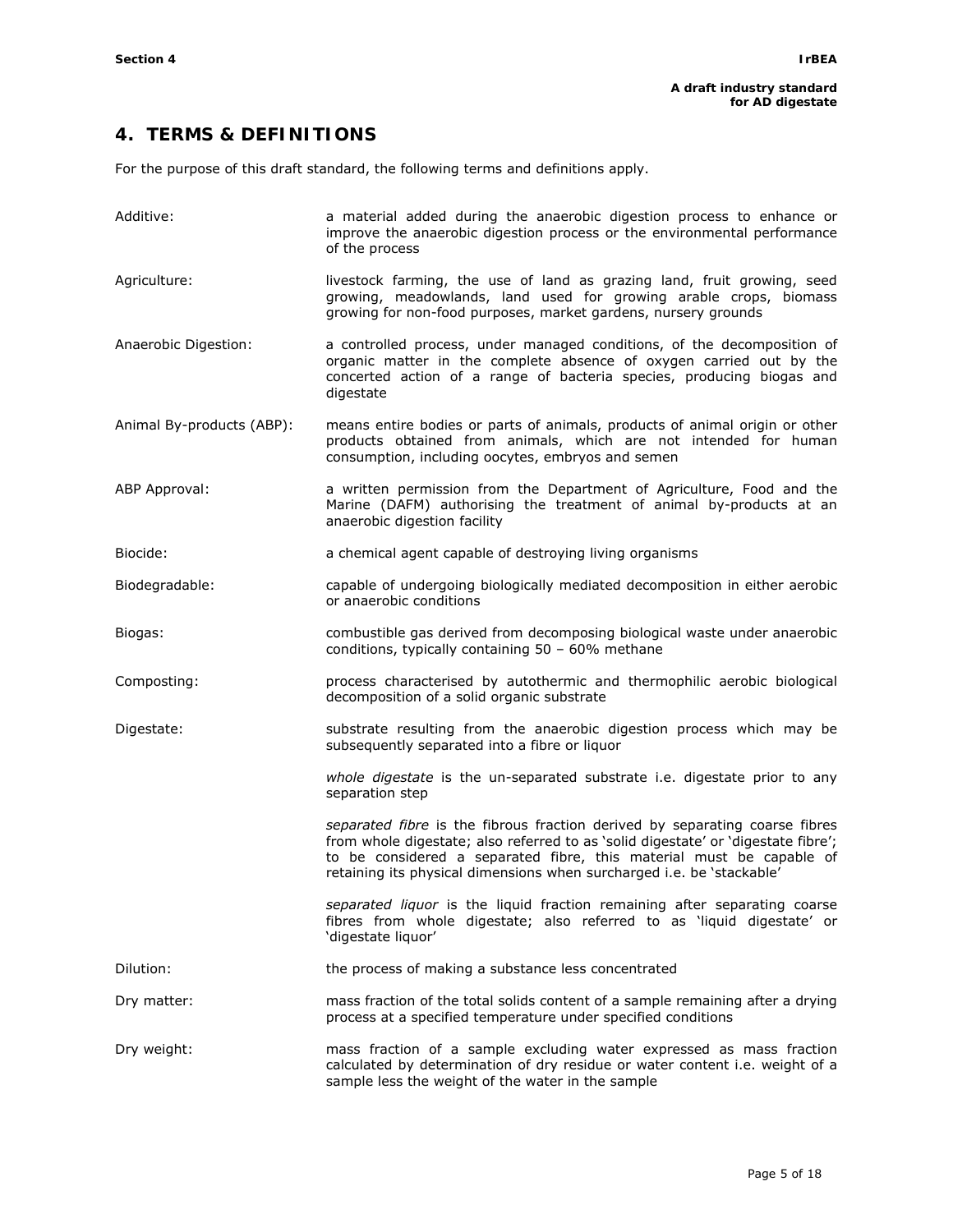# 4. TERMS & DEFINITIONS

For the purpose of this draft standard, the following terms and definitions apply.

**Additive:** a material added during the anaerobic digestion process to enhance or improve the anaerobic digestion process or the environmental performance of the process

**Agriculture:** livestock farming, the use of land as grazing land, fruit growing, seed growing, meadowlands, land used for growing arable crops, biomass growing for non-food purposes, market gardens, nursery grounds

**Anaerobic Digestion:** a controlled process, under managed conditions, of the decomposition of organic matter in the complete absence of oxygen carried out by the concerted action of a range of bacteria species, producing biogas and digestate

**Animal By-products (ABP):** means entire bodies or parts of animals, products of animal origin or other products obtained from animals, which are not intended for human consumption, including oocytes, embryos and semen

**ABP Approval:** a written permission from the Department of Agriculture, Food and the Marine (DAFM) authorising the treatment of animal by-products at an anaerobic digestion facility

**Biocide:** a chemical agent capable of destroying living organisms

**Biodegradable:** capable of undergoing biologically mediated decomposition in either aerobic or anaerobic conditions

**Biogas:** combustible gas derived from decomposing biological waste under anaerobic conditions, typically containing 50 – 60% methane

**Composting:** process characterised by autothermic and thermophilic aerobic biological decomposition of a solid organic substrate

**Digestate:** substrate resulting from the anaerobic digestion process which may be subsequently separated into a fibre or liquor

*whole digestate* is the un-separated substrate i.e. digestate prior to any separation step

*separated fibre* is the fibrous fraction derived by separating coarse fibres from whole digestate; also referred to as 'solid digestate' or 'digestate fibre'; to be considered a separated fibre, this material must be capable of retaining its physical dimensions when surcharged i.e. be 'stackable'

*separated liquor* is the liquid fraction remaining after separating coarse fibres from whole digestate; also referred to as 'liquid digestate' or 'digestate liquor'

**Dilution:** the process of making a substance less concentrated

**Dry matter:** mass fraction of the total solids content of a sample remaining after a drying process at a specified temperature under specified conditions

**Dry weight:** mass fraction of a sample excluding water expressed as mass fraction calculated by determination of dry residue or water content i.e. weight of a sample less the weight of the water in the sample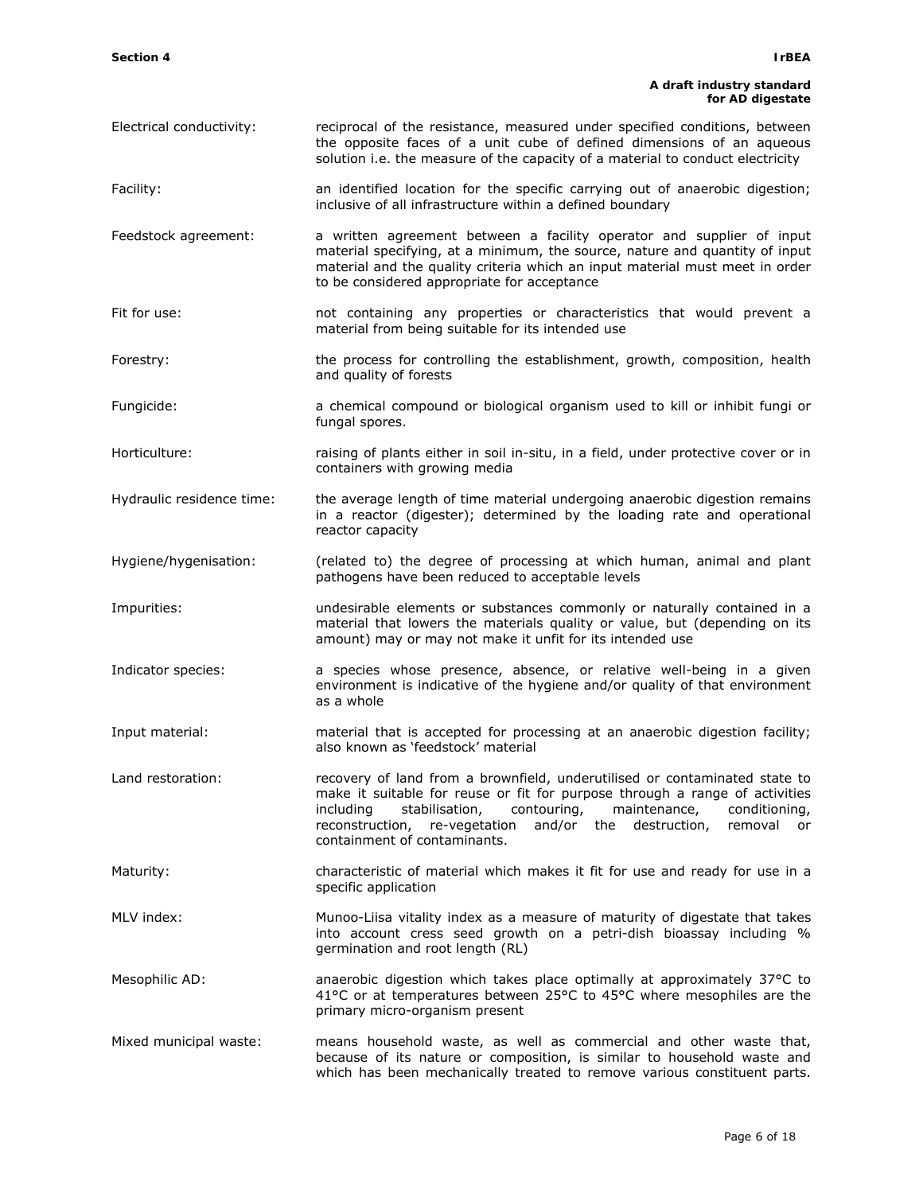Electrical conductivity: reciprocal of the resistance, measured under specified conditions, between the opposite faces of a unit cube of defined dimensions of an aqueous solution i.e. the measure of the capacity of a material to conduct electricity

Facility: an identified location for the specific carrying out of anaerobic digestion; inclusive of all infrastructure within a defined boundary

Feedstock agreement: a written agreement between a facility operator and supplier of input material specifying, at a minimum, the source, nature and quantity of input material and the quality criteria which an input material must meet in order to be considered appropriate for acceptance

Fit for use: not containing any properties or characteristics that would prevent a material from being suitable for its intended use

Forestry: the process for controlling the establishment, growth, composition, health and quality of forests

Fungicide: a chemical compound or biological organism used to kill or inhibit fungi or fungal spores.

Horticulture: raising of plants either in soil in-situ, in a field, under protective cover or in containers with growing media

Hydraulic residence time: the average length of time material undergoing anaerobic digestion remains in a reactor (digester); determined by the loading rate and operational reactor capacity

Hygiene/hygenisation: (related to) the degree of processing at which human, animal and plant pathogens have been reduced to acceptable levels

Impurities: undesirable elements or substances commonly or naturally contained in a material that lowers the materials quality or value, but (depending on its amount) may or may not make it unfit for its intended use

Indicator species: a species whose presence, absence, or relative well-being in a given environment is indicative of the hygiene and/or quality of that environment as a whole

Input material: material that is accepted for processing at an anaerobic digestion facility; also known as 'feedstock' material

Land restoration: recovery of land from a brownfield, underutilised or contaminated state to make it suitable for reuse or fit for purpose through a range of activities including stabilisation, contouring, maintenance, conditioning, reconstruction, re-vegetation and/or the destruction, removal or containment of contaminants.

Maturity: characteristic of material which makes it fit for use and ready for use in a specific application

MLV index: Munoo-Liisa vitality index as a measure of maturity of digestate that takes into account cress seed growth on a petri-dish bioassay including % germination and root length (RL)

Mesophilic AD: anaerobic digestion which takes place optimally at approximately 37°C to 41°C or at temperatures between 25°C to 45°C where mesophiles are the primary micro-organism present

Mixed municipal waste: means household waste, as well as commercial and other waste that, because of its nature or composition, is similar to household waste and which has been mechanically treated to remove various constituent parts.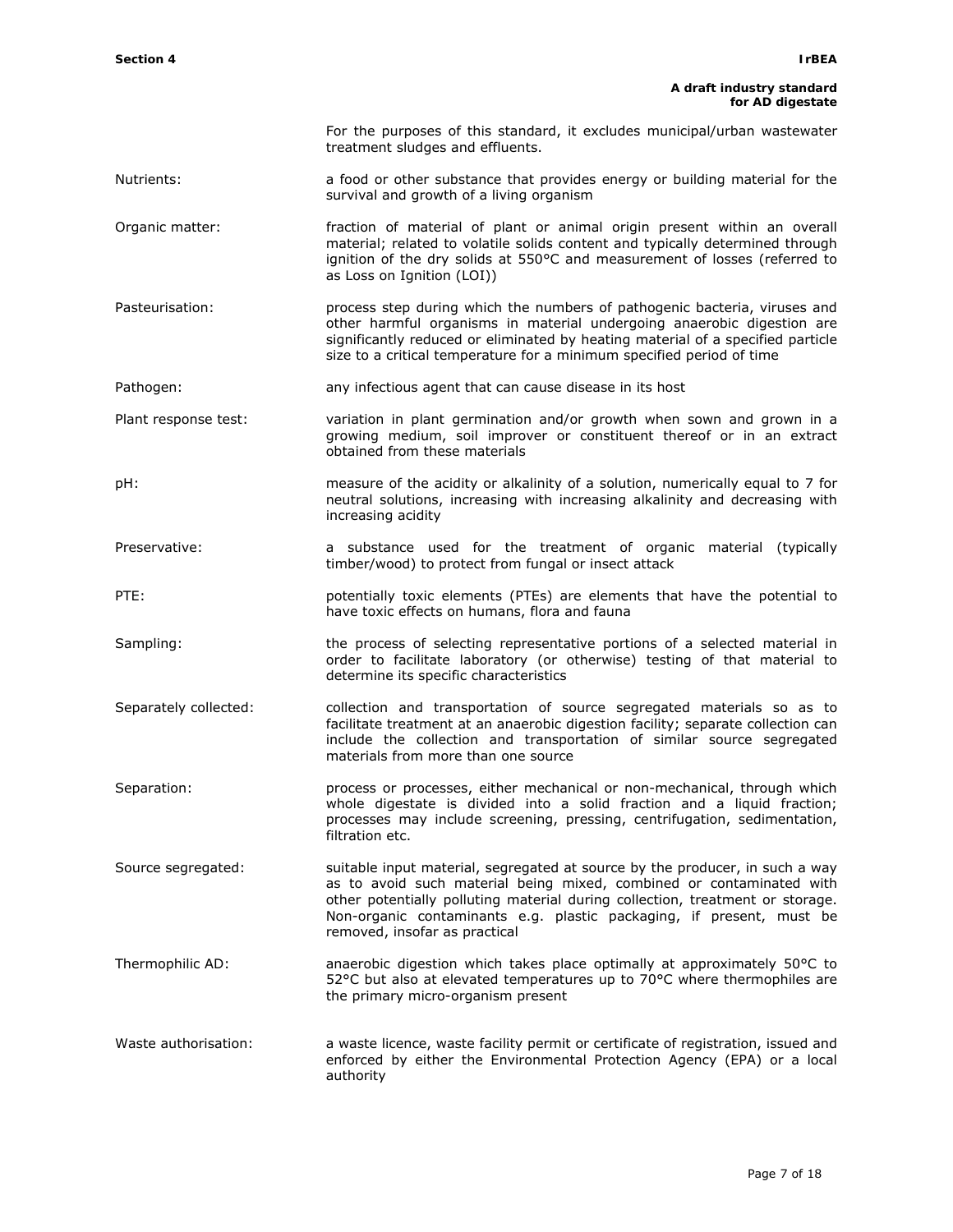For the purposes of this standard, it excludes municipal/urban wastewater treatment sludges and effluents.

Nutrients: a food or other substance that provides energy or building material for the survival and growth of a living organism

Organic matter: fraction of material of plant or animal origin present within an overall material; related to volatile solids content and typically determined through ignition of the dry solids at 550°C and measurement of losses (referred to as Loss on Ignition (LOI))

Pasteurisation: process step during which the numbers of pathogenic bacteria, viruses and other harmful organisms in material undergoing anaerobic digestion are significantly reduced or eliminated by heating material of a specified particle size to a critical temperature for a minimum specified period of time

Pathogen: any infectious agent that can cause disease in its host

Plant response test: variation in plant germination and/or growth when sown and grown in a growing medium, soil improver or constituent thereof or in an extract obtained from these materials

pH: measure of the acidity or alkalinity of a solution, numerically equal to 7 for neutral solutions, increasing with increasing alkalinity and decreasing with increasing acidity

Preservative: a substance used for the treatment of organic material (typically timber/wood) to protect from fungal or insect attack

PTE: potentially toxic elements (PTEs) are elements that have the potential to have toxic effects on humans, flora and fauna

Sampling: the process of selecting representative portions of a selected material in order to facilitate laboratory (or otherwise) testing of that material to determine its specific characteristics

Separately collected: collection and transportation of source segregated materials so as to facilitate treatment at an anaerobic digestion facility; separate collection can include the collection and transportation of similar source segregated materials from more than one source

Separation: process or processes, either mechanical or non-mechanical, through which whole digestate is divided into a solid fraction and a liquid fraction; processes may include screening, pressing, centrifugation, sedimentation, filtration etc.

Source segregated: suitable input material, segregated at source by the producer, in such a way as to avoid such material being mixed, combined or contaminated with other potentially polluting material during collection, treatment or storage. Non-organic contaminants e.g. plastic packaging, if present, must be removed, insofar as practical

Thermophilic AD: anaerobic digestion which takes place optimally at approximately 50°C to 52°C but also at elevated temperatures up to 70°C where thermophiles are the primary micro-organism present

Waste authorisation: a waste licence, waste facility permit or certificate of registration, issued and enforced by either the Environmental Protection Agency (EPA) or a local authority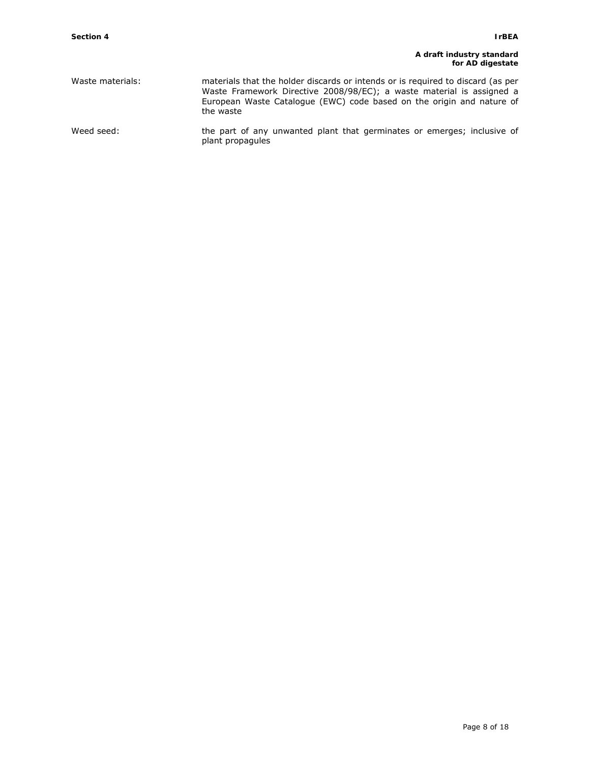Waste materials: materials that the holder discards or intends or is required to discard (as per Waste Framework Directive 2008/98/EC); a waste material is assigned a European Waste Catalogue (EWC) code based on the origin and nature of the waste

Weed seed: the part of any unwanted plant that germinates or emerges; inclusive of plant propagules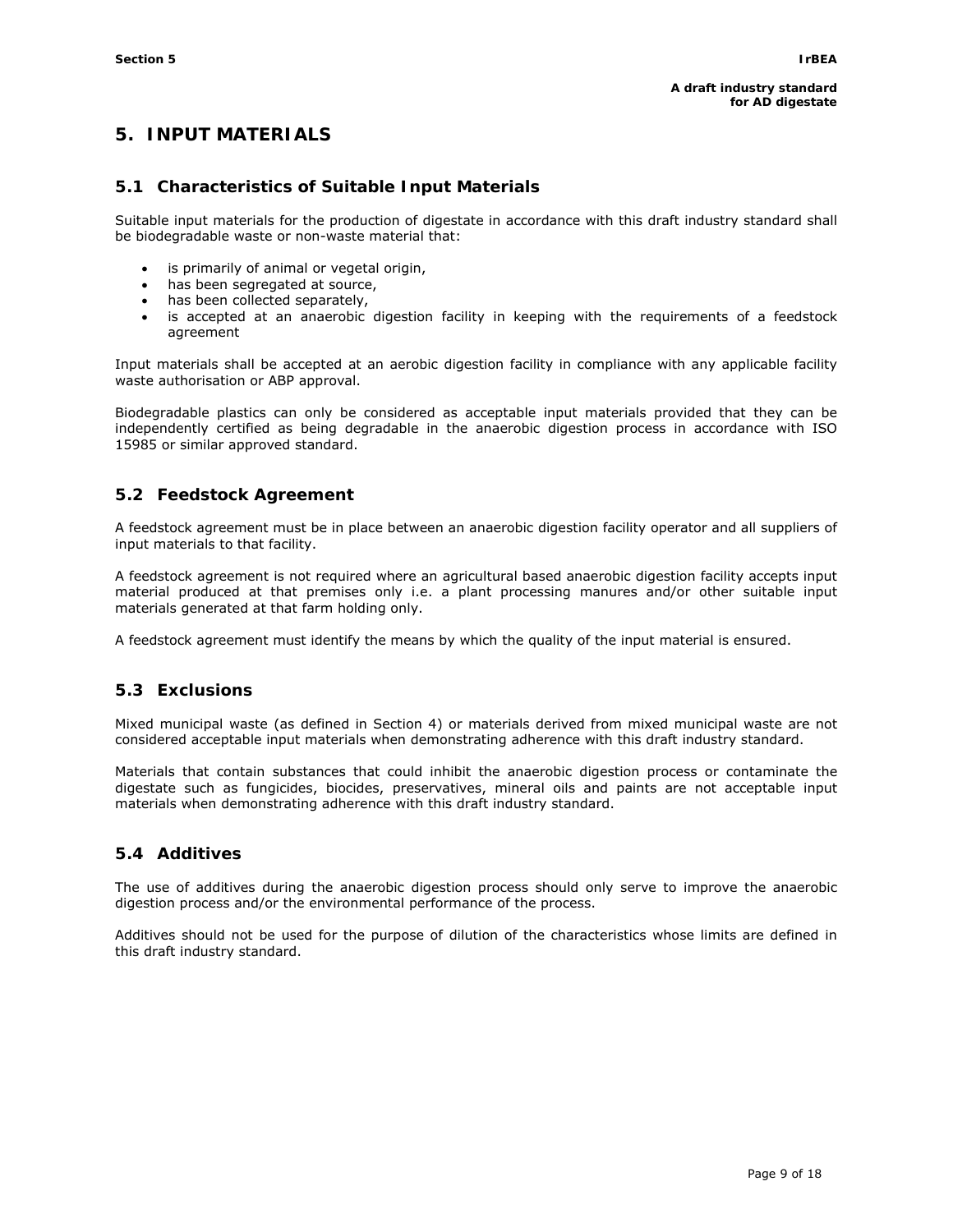# 5. INPUT MATERIALS

## 5.1 Characteristics of Suitable Input Materials

Suitable input materials for the production of digestate in accordance with this draft industry standard shall be biodegradable waste or non-waste material that:

- is primarily of animal or vegetal origin,
- has been segregated at source,
- has been collected separately,
- is accepted at an anaerobic digestion facility in keeping with the requirements of a feedstock agreement

Input materials shall be accepted at an aerobic digestion facility in compliance with any applicable facility waste authorisation or ABP approval.

Biodegradable plastics can only be considered as acceptable input materials provided that they can be independently certified as being degradable in the anaerobic digestion process in accordance with ISO 15985 or similar approved standard.

## 5.2 Feedstock Agreement

A feedstock agreement must be in place between an anaerobic digestion facility operator and all suppliers of input materials to that facility.

A feedstock agreement is not required where an agricultural based anaerobic digestion facility accepts input material produced at that premises only i.e. a plant processing manures and/or other suitable input materials generated at that farm holding only.

A feedstock agreement must identify the means by which the quality of the input material is ensured.

## 5.3 Exclusions

Mixed municipal waste (as defined in Section 4) or materials derived from mixed municipal waste are not considered acceptable input materials when demonstrating adherence with this draft industry standard.

Materials that contain substances that could inhibit the anaerobic digestion process or contaminate the digestate such as fungicides, biocides, preservatives, mineral oils and paints are not acceptable input materials when demonstrating adherence with this draft industry standard.

## 5.4 Additives

The use of additives during the anaerobic digestion process should only serve to improve the anaerobic digestion process and/or the environmental performance of the process.

Additives should not be used for the purpose of dilution of the characteristics whose limits are defined in this draft industry standard.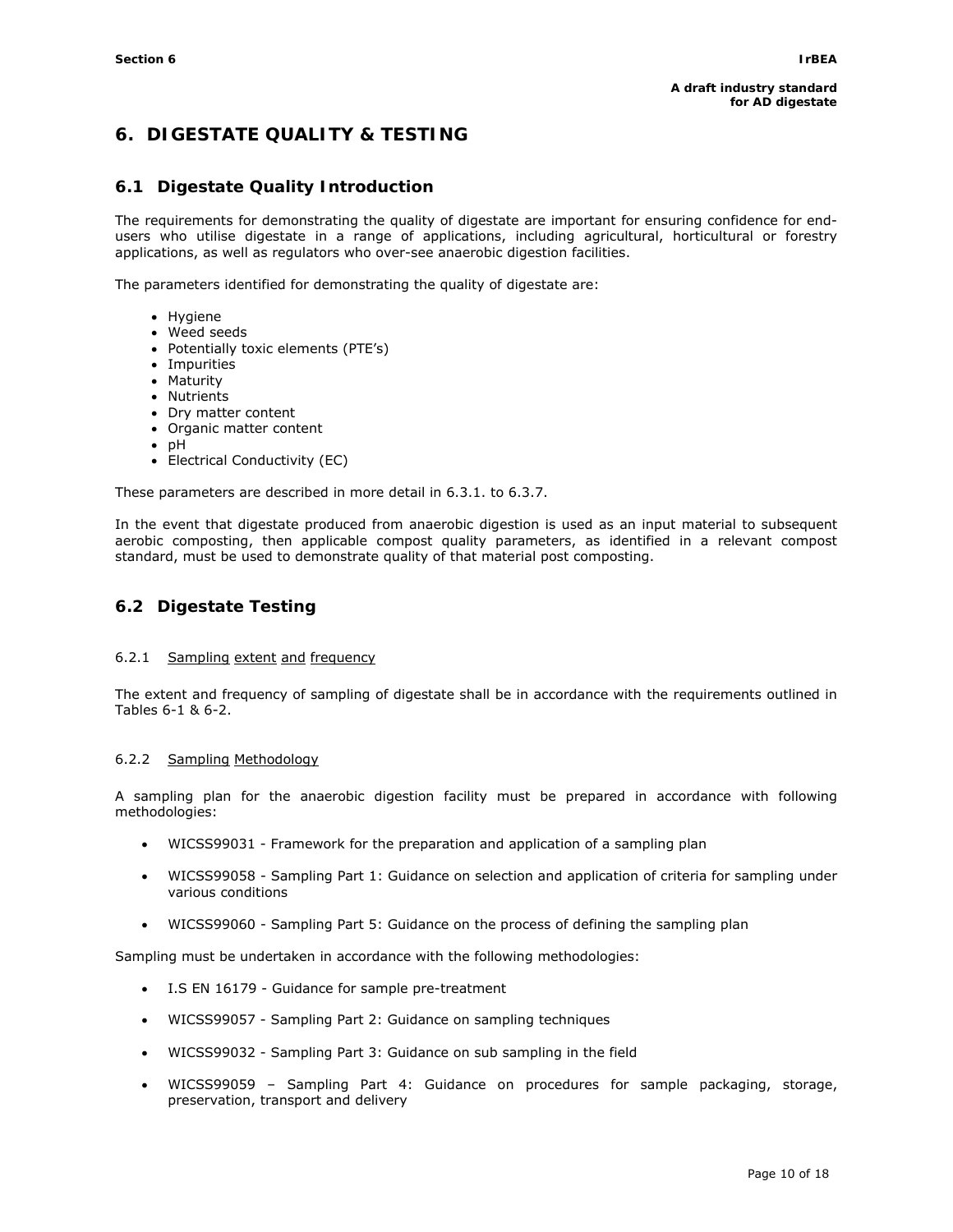# 6. DIGESTATE QUALITY & TESTING

## 6.1 Digestate Quality Introduction

The requirements for demonstrating the quality of digestate are important for ensuring confidence for end-users who utilise digestate in a range of applications, including agricultural, horticultural or forestry applications, as well as regulators who over-see anaerobic digestion facilities.

The parameters identified for demonstrating the quality of digestate are:

- Hygiene
- Weed seeds
- Potentially toxic elements (PTE's)
- Impurities
- Maturity
- Nutrients
- Dry matter content
- Organic matter content
- pH
- Electrical Conductivity (EC)

These parameters are described in more detail in 6.3.1. to 6.3.7.

In the event that digestate produced from anaerobic digestion is used as an input material to subsequent aerobic composting, then applicable compost quality parameters, as identified in a relevant compost standard, must be used to demonstrate quality of that material post composting.

## 6.2 Digestate Testing

### 6.2.1 Sampling extent and frequency

The extent and frequency of sampling of digestate shall be in accordance with the requirements outlined in Tables 6-1 & 6-2.

### 6.2.2 Sampling Methodology

A sampling plan for the anaerobic digestion facility must be prepared in accordance with following methodologies:

- WICSS99031 - Framework for the preparation and application of a sampling plan
- WICSS99058 - Sampling Part 1: Guidance on selection and application of criteria for sampling under various conditions
- WICSS99060 - Sampling Part 5: Guidance on the process of defining the sampling plan

Sampling must be undertaken in accordance with the following methodologies:

- I.S EN 16179 - Guidance for sample pre-treatment
- WICSS99057 - Sampling Part 2: Guidance on sampling techniques
- WICSS99032 - Sampling Part 3: Guidance on sub sampling in the field
- WICSS99059 – Sampling Part 4: Guidance on procedures for sample packaging, storage, preservation, transport and delivery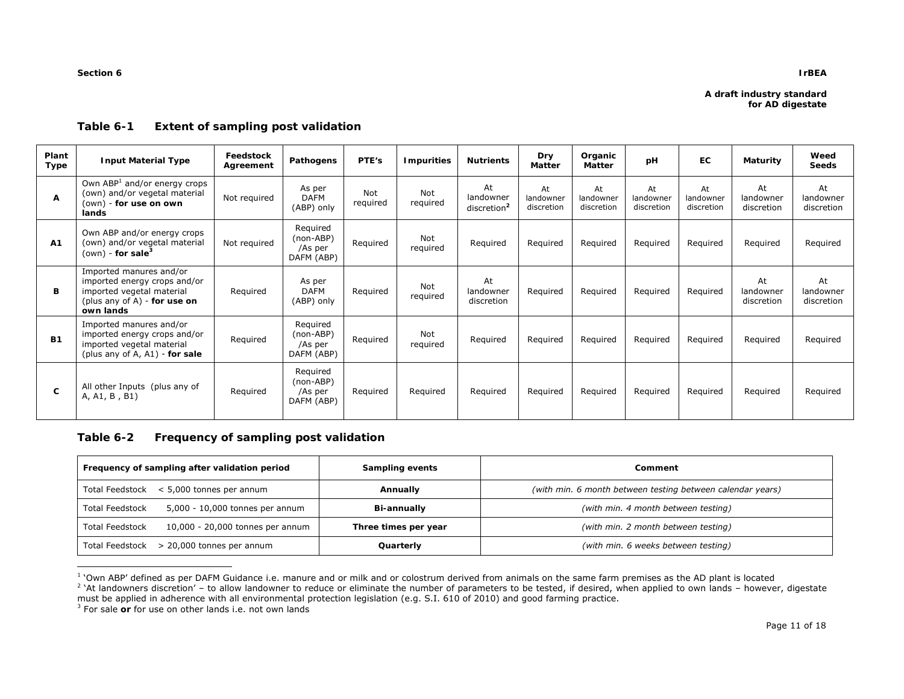## Table 6-1 Extent of sampling post validation

| Plant Type | Input Material Type | Feedstock Agreement | Pathogens | PTE's | Impurities | Nutrients | Dry Matter | Organic Matter | pH | EC | Maturity | Weed Seeds |
|---|---|---|---|---|---|---|---|---|---|---|---|---|
| **A** | Own ABP[1] and/or energy crops (own) and/or vegetal material (own) - **for use on own lands** | Not required | As per DAFM (ABP) only | Not required | Not required | At landowner discretion[2] | At landowner discretion | At landowner discretion | At landowner discretion | At landowner discretion | At landowner discretion | At landowner discretion |
| **A1** | Own ABP and/or energy crops (own) and/or vegetal material (own) - **for sale**[3] | Not required | Required (non-ABP) /As per DAFM (ABP) | Required | Not required | Required | Required | Required | Required | Required | Required | Required |
| **B** | Imported manures and/or imported energy crops and/or imported vegetal material (plus any of A) - **for use on own lands** | Required | As per DAFM (ABP) only | Required | Not required | At landowner discretion | Required | Required | Required | Required | At landowner discretion | At landowner discretion |
| **B1** | Imported manures and/or imported energy crops and/or imported vegetal material (plus any of A, A1) - **for sale** | Required | Required (non-ABP) /As per DAFM (ABP) | Required | Not required | Required | Required | Required | Required | Required | Required | Required |
| **C** | All other Inputs (plus any of A, A1, B , B1) | Required | Required (non-ABP) /As per DAFM (ABP) | Required | Required | Required | Required | Required | Required | Required | Required | Required |

## Table 6-2 Frequency of sampling post validation

| Frequency of sampling after validation period | Sampling events | Comment |
|---|---|---|
| Total Feedstock < 5,000 tonnes per annum | **Annually** | *(with min. 6 month between testing between calendar years)* |
| Total Feedstock 5,000 - 10,000 tonnes per annum | **Bi-annually** | *(with min. 4 month between testing)* |
| Total Feedstock 10,000 - 20,000 tonnes per annum | **Three times per year** | *(with min. 2 month between testing)* |
| Total Feedstock > 20,000 tonnes per annum | **Quarterly** | *(with min. 6 weeks between testing)* |

[1] 'Own ABP' defined as per DAFM Guidance i.e. manure and or milk and or colostrum derived from animals on the same farm premises as the AD plant is located

[2] 'At landowners discretion' – to allow landowner to reduce or eliminate the number of parameters to be tested, if desired, when applied to own lands – however, digestate must be applied in adherence with all environmental protection legislation (e.g. S.I. 610 of 2010) and good farming practice.

[3] For sale **or** for use on other lands i.e. not own lands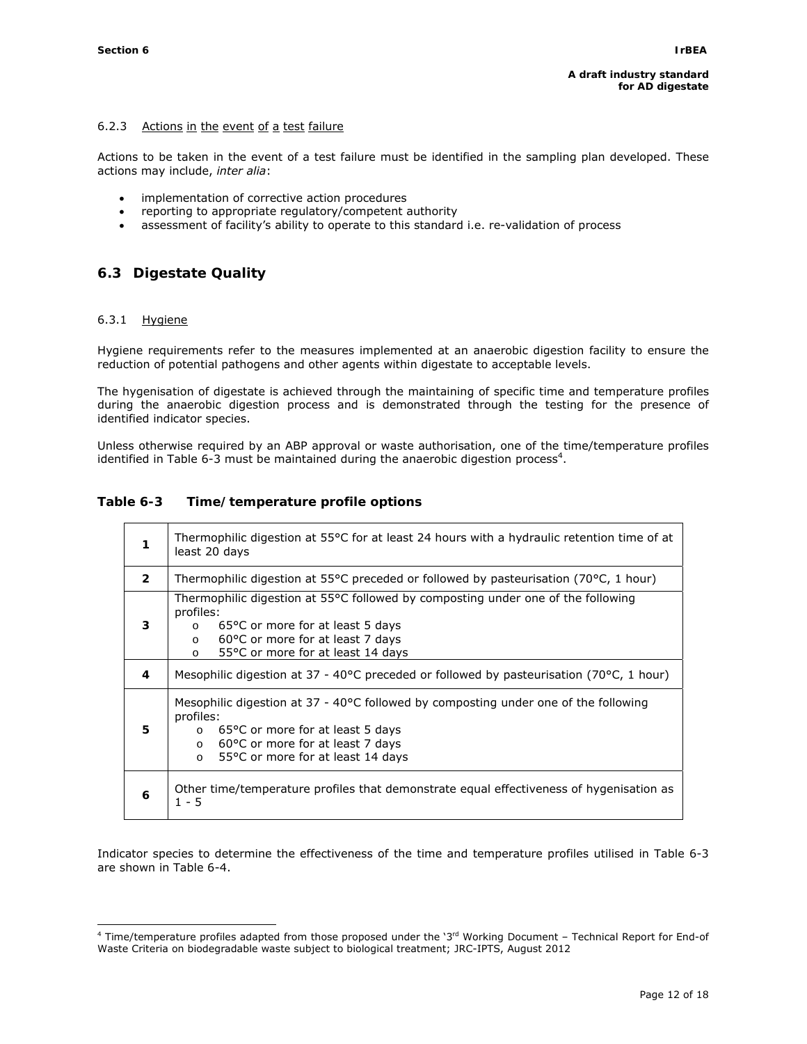#### 6.2.3 Actions in the event of a test failure

Actions to be taken in the event of a test failure must be identified in the sampling plan developed. These actions may include, *inter alia*:

- implementation of corrective action procedures
- reporting to appropriate regulatory/competent authority
- assessment of facility's ability to operate to this standard i.e. re-validation of process

## 6.3 Digestate Quality

#### 6.3.1 Hygiene

Hygiene requirements refer to the measures implemented at an anaerobic digestion facility to ensure the reduction of potential pathogens and other agents within digestate to acceptable levels.

The hygenisation of digestate is achieved through the maintaining of specific time and temperature profiles during the anaerobic digestion process and is demonstrated through the testing for the presence of identified indicator species.

Unless otherwise required by an ABP approval or waste authorisation, one of the time/temperature profiles identified in Table 6-3 must be maintained during the anaerobic digestion process[4].

**Table 6-3 Time/temperature profile options**

| | |
|---|---|
| **1** | Thermophilic digestion at 55°C for at least 24 hours with a hydraulic retention time of at least 20 days |
| **2** | Thermophilic digestion at 55°C preceded or followed by pasteurisation (70°C, 1 hour) |
| **3** | Thermophilic digestion at 55°C followed by composting under one of the following profiles:<br>o 65°C or more for at least 5 days<br>o 60°C or more for at least 7 days<br>o 55°C or more for at least 14 days |
| **4** | Mesophilic digestion at 37 - 40°C preceded or followed by pasteurisation (70°C, 1 hour) |
| **5** | Mesophilic digestion at 37 - 40°C followed by composting under one of the following profiles:<br>o 65°C or more for at least 5 days<br>o 60°C or more for at least 7 days<br>o 55°C or more for at least 14 days |
| **6** | Other time/temperature profiles that demonstrate equal effectiveness of hygenisation as 1 - 5 |

Indicator species to determine the effectiveness of the time and temperature profiles utilised in Table 6-3 are shown in Table 6-4.

[4] Time/temperature profiles adapted from those proposed under the '3rd Working Document – Technical Report for End-of Waste Criteria on biodegradable waste subject to biological treatment; JRC-IPTS, August 2012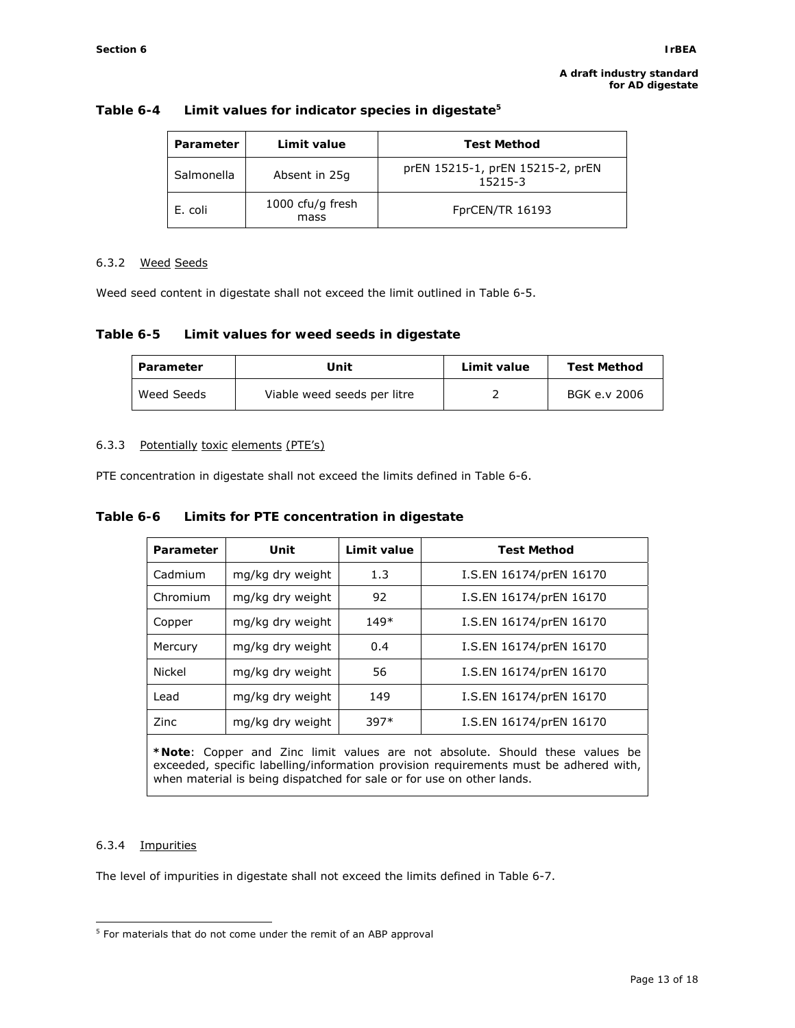**Table 6-4 Limit values for indicator species in digestate**[5]

| Parameter | Limit value | Test Method |
|---|---|---|
| Salmonella | Absent in 25g | prEN 15215-1, prEN 15215-2, prEN 15215-3 |
| E. coli | 1000 cfu/g fresh mass | FprCEN/TR 16193 |

#### 6.3.2 Weed Seeds

Weed seed content in digestate shall not exceed the limit outlined in Table 6-5.

**Table 6-5 Limit values for weed seeds in digestate**

| Parameter | Unit | Limit value | Test Method |
|---|---|---|---|
| Weed Seeds | Viable weed seeds per litre | 2 | BGK e.v 2006 |

#### 6.3.3 Potentially toxic elements (PTE's)

PTE concentration in digestate shall not exceed the limits defined in Table 6-6.

**Table 6-6 Limits for PTE concentration in digestate**

| Parameter | Unit | Limit value | Test Method |
|---|---|---|---|
| Cadmium | mg/kg dry weight | 1.3 | I.S.EN 16174/prEN 16170 |
| Chromium | mg/kg dry weight | 92 | I.S.EN 16174/prEN 16170 |
| Copper | mg/kg dry weight | 149* | I.S.EN 16174/prEN 16170 |
| Mercury | mg/kg dry weight | 0.4 | I.S.EN 16174/prEN 16170 |
| Nickel | mg/kg dry weight | 56 | I.S.EN 16174/prEN 16170 |
| Lead | mg/kg dry weight | 149 | I.S.EN 16174/prEN 16170 |
| Zinc | mg/kg dry weight | 397* | I.S.EN 16174/prEN 16170 |

***Note**: Copper and Zinc limit values are not absolute. Should these values be exceeded, specific labelling/information provision requirements must be adhered with, when material is being dispatched for sale or for use on other lands.

#### 6.3.4 Impurities

The level of impurities in digestate shall not exceed the limits defined in Table 6-7.

[5] For materials that do not come under the remit of an ABP approval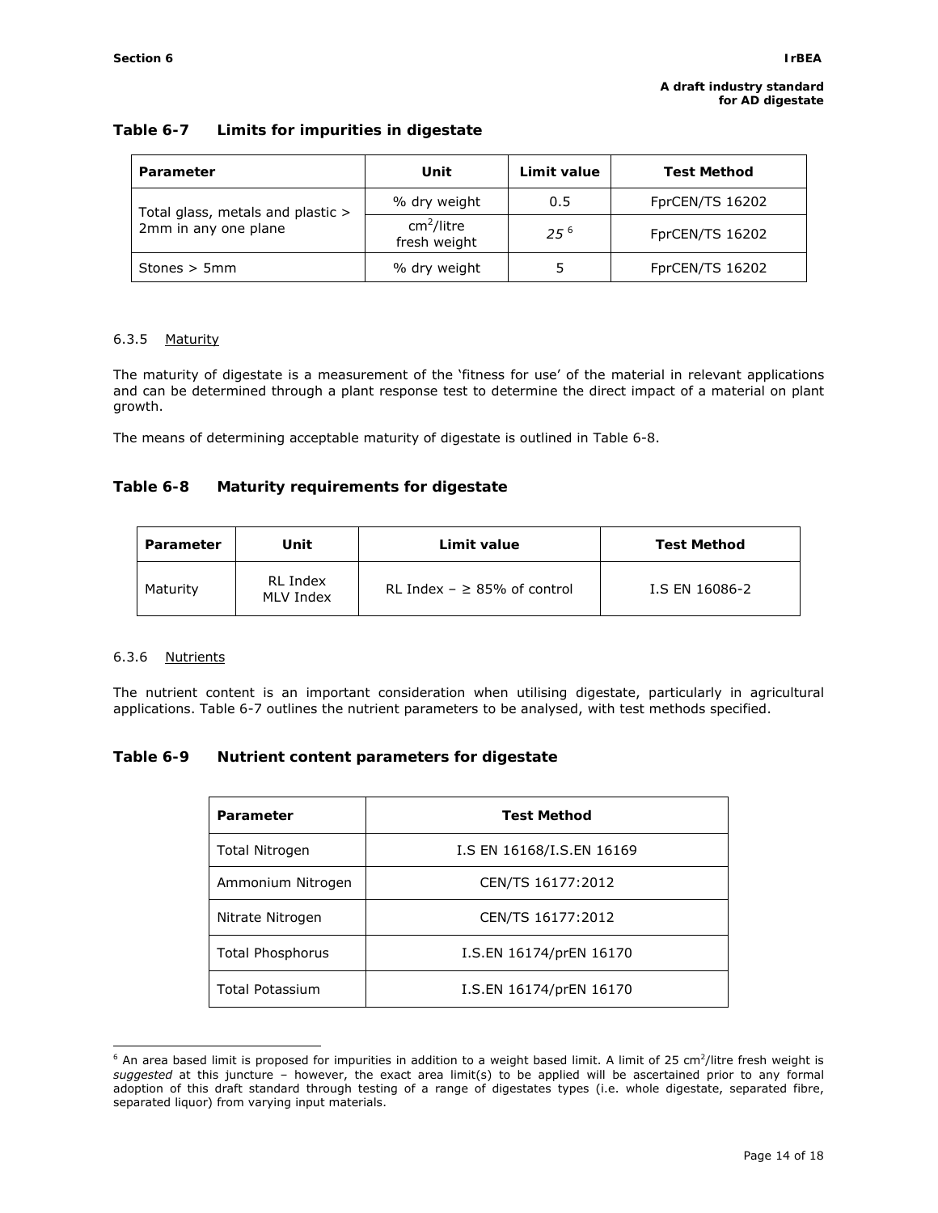**Table 6-7 Limits for impurities in digestate**

| Parameter | Unit | Limit value | Test Method |
|---|---|---|---|
| Total glass, metals and plastic > 2mm in any one plane | % dry weight | 0.5 | FprCEN/TS 16202 |
| | $cm^2$/litre fresh weight | *25* [6] | FprCEN/TS 16202 |
| Stones > 5mm | % dry weight | 5 | FprCEN/TS 16202 |

#### 6.3.5 Maturity

The maturity of digestate is a measurement of the 'fitness for use' of the material in relevant applications and can be determined through a plant response test to determine the direct impact of a material on plant growth.

The means of determining acceptable maturity of digestate is outlined in Table 6-8.

**Table 6-8 Maturity requirements for digestate**

| Parameter | Unit | Limit value | Test Method |
|---|---|---|---|
| Maturity | RL Index<br>MLV Index | RL Index – ≥ 85% of control | I.S EN 16086-2 |

#### 6.3.6 Nutrients

The nutrient content is an important consideration when utilising digestate, particularly in agricultural applications. Table 6-7 outlines the nutrient parameters to be analysed, with test methods specified.

**Table 6-9 Nutrient content parameters for digestate**

| Parameter | Test Method |
|---|---|
| Total Nitrogen | I.S EN 16168/I.S.EN 16169 |
| Ammonium Nitrogen | CEN/TS 16177:2012 |
| Nitrate Nitrogen | CEN/TS 16177:2012 |
| Total Phosphorus | I.S.EN 16174/prEN 16170 |
| Total Potassium | I.S.EN 16174/prEN 16170 |

[6] An area based limit is proposed for impurities in addition to a weight based limit. A limit of 25 $cm^2$/litre fresh weight is *suggested* at this juncture – however, the exact area limit(s) to be applied will be ascertained prior to any formal adoption of this draft standard through testing of a range of digestates types (i.e. whole digestate, separated fibre, separated liquor) from varying input materials.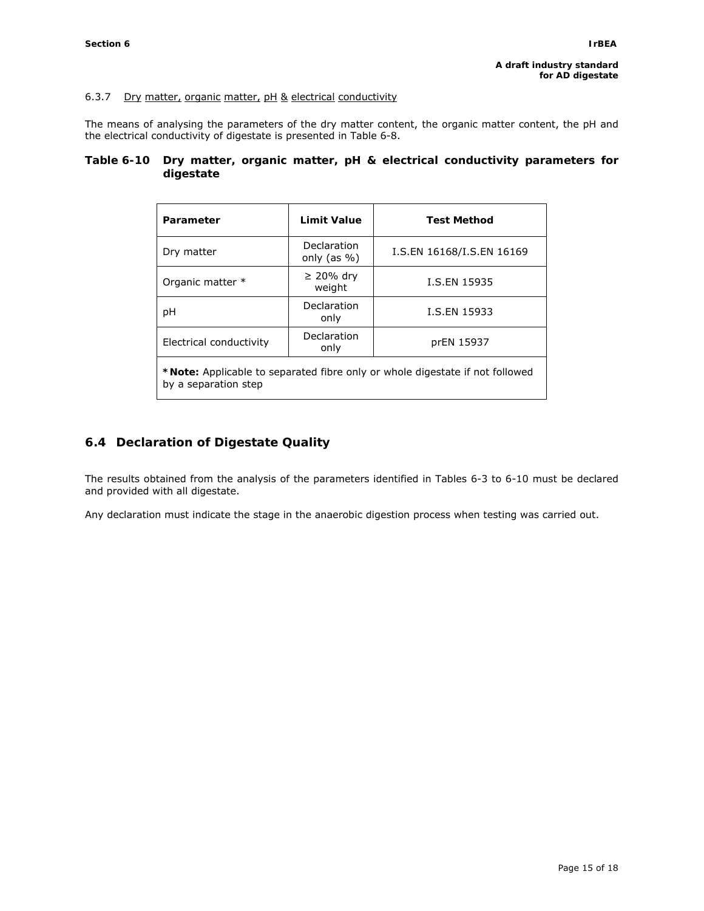6.3.7 Dry matter, organic matter, pH & electrical conductivity

The means of analysing the parameters of the dry matter content, the organic matter content, the pH and the electrical conductivity of digestate is presented in Table 6-8.

**Table 6-10 Dry matter, organic matter, pH & electrical conductivity parameters for digestate**

| Parameter | Limit Value | Test Method |
|---|---|---|
| Dry matter | Declaration only (as %) | I.S.EN 16168/I.S.EN 16169 |
| Organic matter * | ≥ 20% dry weight | I.S.EN 15935 |
| pH | Declaration only | I.S.EN 15933 |
| Electrical conductivity | Declaration only | prEN 15937 |
| ***Note:** Applicable to separated fibre only or whole digestate if not followed by a separation step | | |

## 6.4 Declaration of Digestate Quality

The results obtained from the analysis of the parameters identified in Tables 6-3 to 6-10 must be declared and provided with all digestate.

Any declaration must indicate the stage in the anaerobic digestion process when testing was carried out.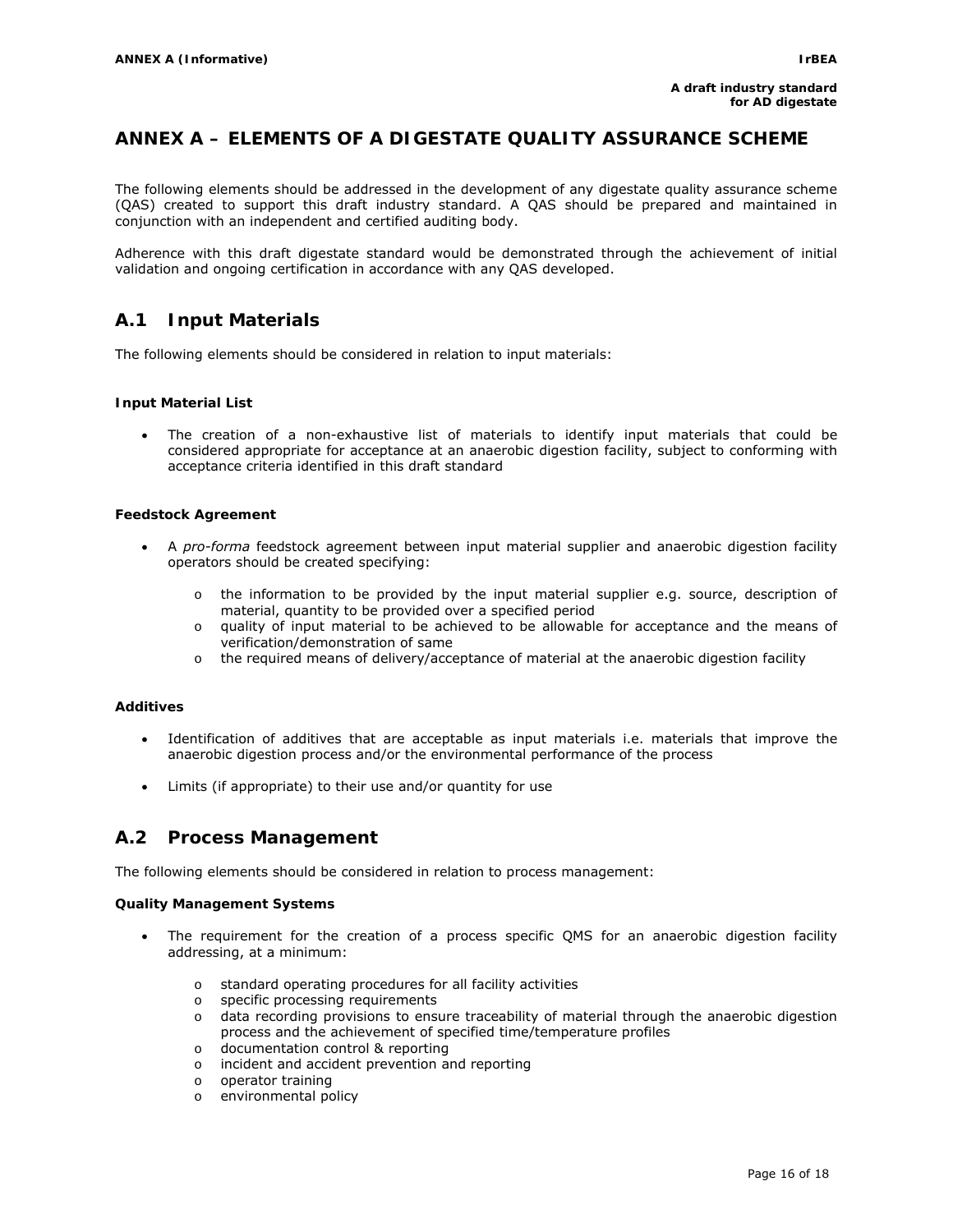# ANNEX A – ELEMENTS OF A DIGESTATE QUALITY ASSURANCE SCHEME

The following elements should be addressed in the development of any digestate quality assurance scheme (QAS) created to support this draft industry standard. A QAS should be prepared and maintained in conjunction with an independent and certified auditing body.

Adherence with this draft digestate standard would be demonstrated through the achievement of initial validation and ongoing certification in accordance with any QAS developed.

## A.1 Input Materials

The following elements should be considered in relation to input materials:

**Input Material List**

- The creation of a non-exhaustive list of materials to identify input materials that could be considered appropriate for acceptance at an anaerobic digestion facility, subject to conforming with acceptance criteria identified in this draft standard

**Feedstock Agreement**

- A *pro-forma* feedstock agreement between input material supplier and anaerobic digestion facility operators should be created specifying:
    - the information to be provided by the input material supplier e.g. source, description of material, quantity to be provided over a specified period
    - quality of input material to be achieved to be allowable for acceptance and the means of verification/demonstration of same
    - the required means of delivery/acceptance of material at the anaerobic digestion facility

**Additives**

- Identification of additives that are acceptable as input materials i.e. materials that improve the anaerobic digestion process and/or the environmental performance of the process
- Limits (if appropriate) to their use and/or quantity for use

## A.2 Process Management

The following elements should be considered in relation to process management:

**Quality Management Systems**

- The requirement for the creation of a process specific QMS for an anaerobic digestion facility addressing, at a minimum:
    - standard operating procedures for all facility activities
    - specific processing requirements
    - data recording provisions to ensure traceability of material through the anaerobic digestion process and the achievement of specified time/temperature profiles
    - documentation control & reporting
    - incident and accident prevention and reporting
    - operator training
    - environmental policy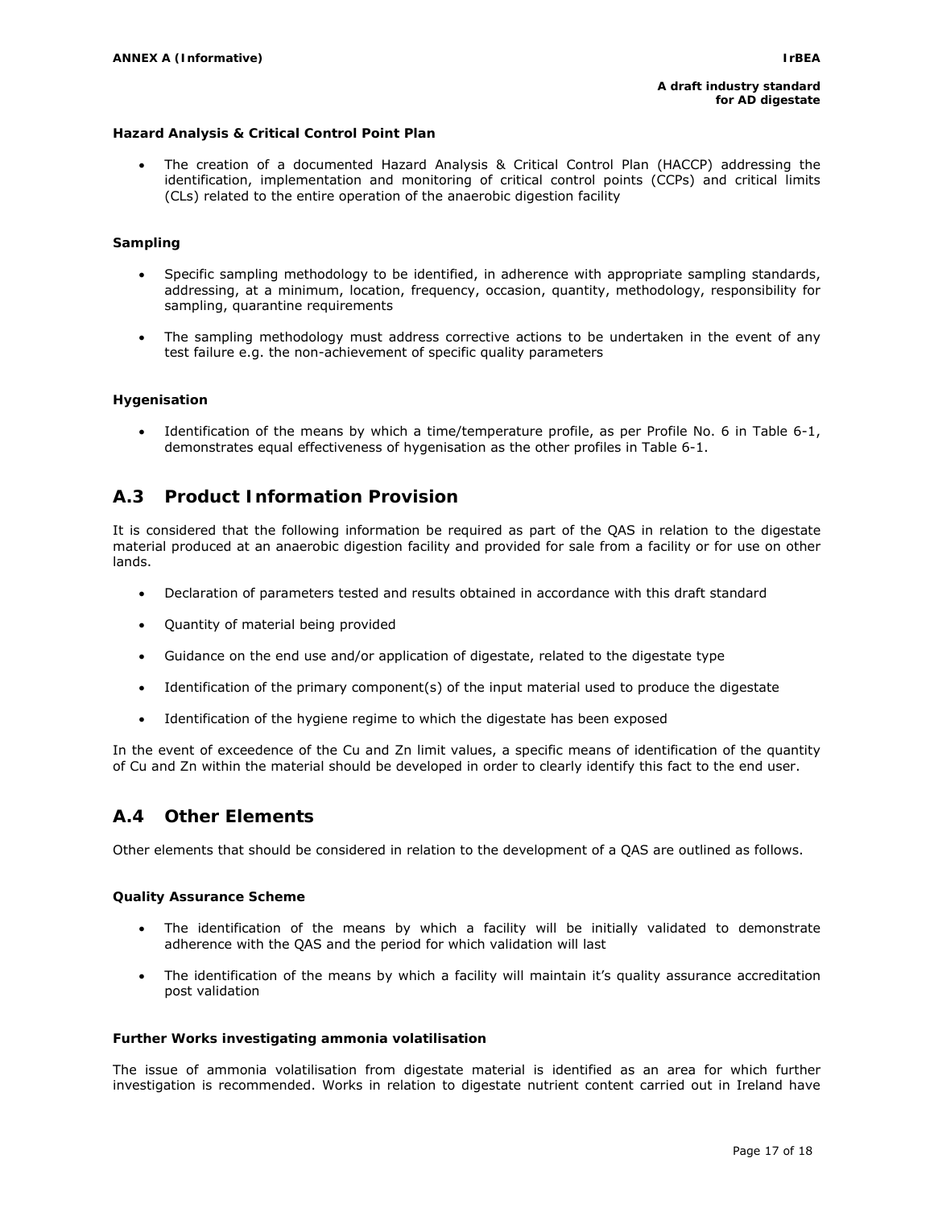**Hazard Analysis & Critical Control Point Plan**

- The creation of a documented Hazard Analysis & Critical Control Plan (HACCP) addressing the identification, implementation and monitoring of critical control points (CCPs) and critical limits (CLs) related to the entire operation of the anaerobic digestion facility

**Sampling**

- Specific sampling methodology to be identified, in adherence with appropriate sampling standards, addressing, at a minimum, location, frequency, occasion, quantity, methodology, responsibility for sampling, quarantine requirements
- The sampling methodology must address corrective actions to be undertaken in the event of any test failure e.g. the non-achievement of specific quality parameters

**Hygenisation**

- Identification of the means by which a time/temperature profile, as per Profile No. 6 in Table 6-1, demonstrates equal effectiveness of hygenisation as the other profiles in Table 6-1.

## A.3 Product Information Provision

It is considered that the following information be required as part of the QAS in relation to the digestate material produced at an anaerobic digestion facility and provided for sale from a facility or for use on other lands.

- Declaration of parameters tested and results obtained in accordance with this draft standard
- Quantity of material being provided
- Guidance on the end use and/or application of digestate, related to the digestate type
- Identification of the primary component(s) of the input material used to produce the digestate
- Identification of the hygiene regime to which the digestate has been exposed

In the event of exceedence of the Cu and Zn limit values, a specific means of identification of the quantity of Cu and Zn within the material should be developed in order to clearly identify this fact to the end user.

## A.4 Other Elements

Other elements that should be considered in relation to the development of a QAS are outlined as follows.

**Quality Assurance Scheme**

- The identification of the means by which a facility will be initially validated to demonstrate adherence with the QAS and the period for which validation will last
- The identification of the means by which a facility will maintain it's quality assurance accreditation post validation

**Further Works investigating ammonia volatilisation**

The issue of ammonia volatilisation from digestate material is identified as an area for which further investigation is recommended. Works in relation to digestate nutrient content carried out in Ireland have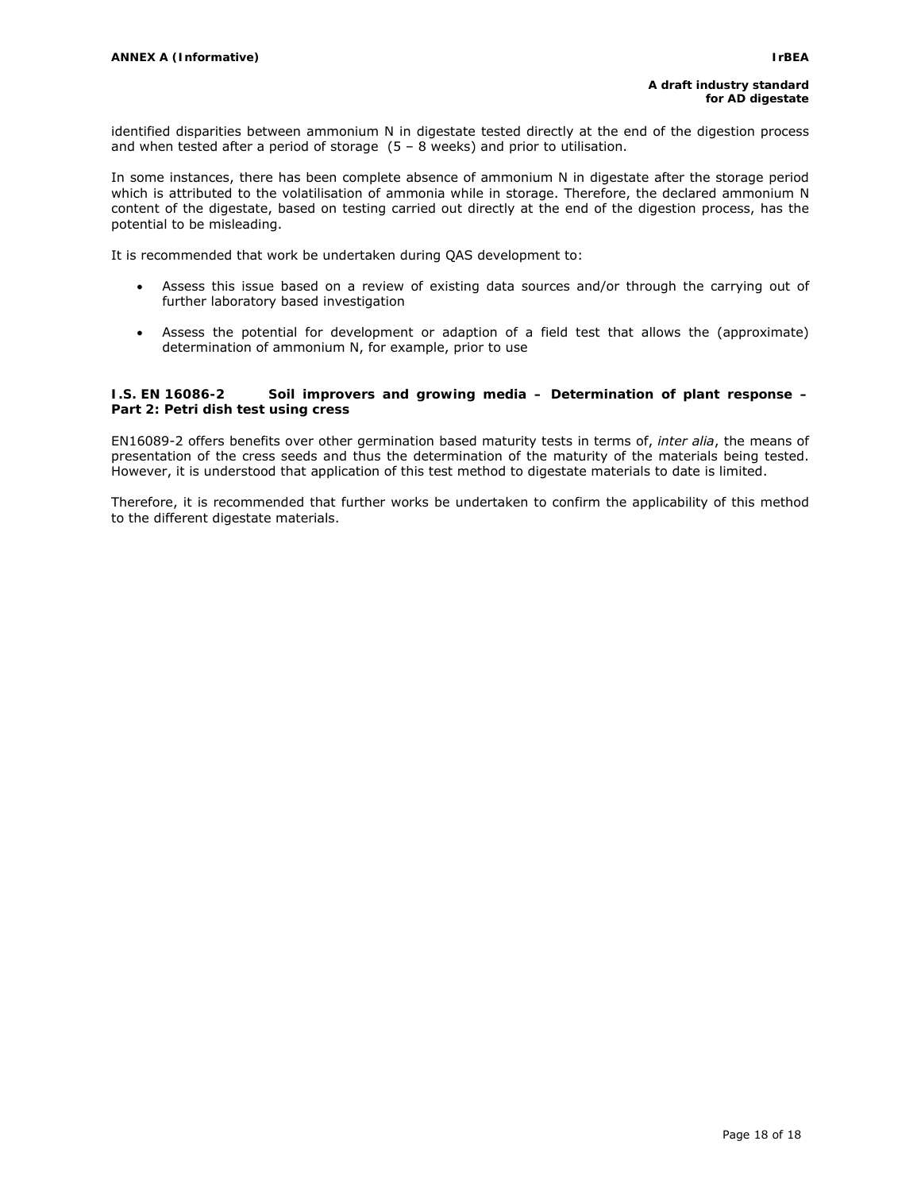identified disparities between ammonium N in digestate tested directly at the end of the digestion process and when tested after a period of storage (5 – 8 weeks) and prior to utilisation.

In some instances, there has been complete absence of ammonium N in digestate after the storage period which is attributed to the volatilisation of ammonia while in storage. Therefore, the declared ammonium N content of the digestate, based on testing carried out directly at the end of the digestion process, has the potential to be misleading.

It is recommended that work be undertaken during QAS development to:

- Assess this issue based on a review of existing data sources and/or through the carrying out of further laboratory based investigation
- Assess the potential for development or adaption of a field test that allows the (approximate) determination of ammonium N, for example, prior to use

### I.S. EN 16086-2 Soil improvers and growing media – Determination of plant response – Part 2: Petri dish test using cress

EN16089-2 offers benefits over other germination based maturity tests in terms of, *inter alia*, the means of presentation of the cress seeds and thus the determination of the maturity of the materials being tested. However, it is understood that application of this test method to digestate materials to date is limited.

Therefore, it is recommended that further works be undertaken to confirm the applicability of this method to the different digestate materials.